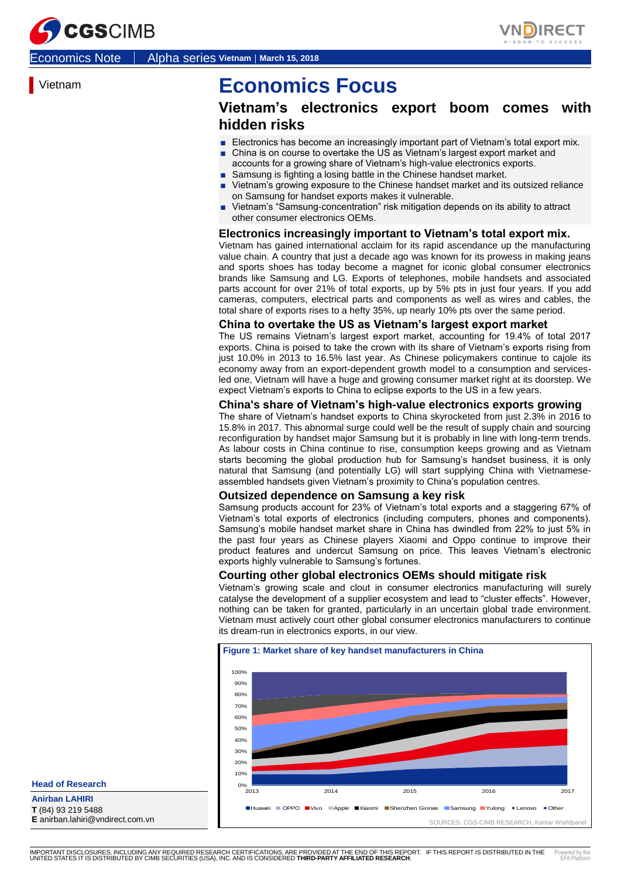Economics Note | Alpha series Vietnam | March 15, 2018

Vietnam

# Economics Focus

## Vietnam's electronics export boom comes with hidden risks

- Electronics has become an increasingly important part of Vietnam's total export mix.
- China is on course to overtake the US as Vietnam's largest export market and accounts for a growing share of Vietnam's high-value electronics exports.
- Samsung is fighting a losing battle in the Chinese handset market.
- Vietnam's growing exposure to the Chinese handset market and its outsized reliance on Samsung for handset exports makes it vulnerable.
- Vietnam's "Samsung-concentration" risk mitigation depends on its ability to attract other consumer electronics OEMs.

### Electronics increasingly important to Vietnam's total export mix.

Vietnam has gained international acclaim for its rapid ascendance up the manufacturing value chain. A country that just a decade ago was known for its prowess in making jeans and sports shoes has today become a magnet for iconic global consumer electronics brands like Samsung and LG. Exports of telephones, mobile handsets and associated parts account for over 21% of total exports, up by 5% pts in just four years. If you add cameras, computers, electrical parts and components as well as wires and cables, the total share of exports rises to a hefty 35%, up nearly 10% pts over the same period.

### China to overtake the US as Vietnam's largest export market

The US remains Vietnam's largest export market, accounting for 19.4% of total 2017 exports. China is poised to take the crown with its share of Vietnam's exports rising from just 10.0% in 2013 to 16.5% last year. As Chinese policymakers continue to cajole its economy away from an export-dependent growth model to a consumption and services-led one, Vietnam will have a huge and growing consumer market right at its doorstep. We expect Vietnam's exports to China to eclipse exports to the US in a few years.

### China's share of Vietnam's high-value electronics exports growing

The share of Vietnam's handset exports to China skyrocketed from just 2.3% in 2016 to 15.8% in 2017. This abnormal surge could well be the result of supply chain and sourcing reconfiguration by handset major Samsung but it is probably in line with long-term trends. As labour costs in China continue to rise, consumption keeps growing and as Vietnam starts becoming the global production hub for Samsung's handset business, it is only natural that Samsung (and potentially LG) will start supplying China with Vietnamese-assembled handsets given Vietnam's proximity to China's population centres.

### Outsized dependence on Samsung a key risk

Samsung products account for 23% of Vietnam's total exports and a staggering 67% of Vietnam's total exports of electronics (including computers, phones and components). Samsung's mobile handset market share in China has dwindled from 22% to just 5% in the past four years as Chinese players Xiaomi and Oppo continue to improve their product features and undercut Samsung on price. This leaves Vietnam's electronic exports highly vulnerable to Samsung's fortunes.

### Courting other global electronics OEMs should mitigate risk

Vietnam's growing scale and clout in consumer electronics manufacturing will surely catalyse the development of a supplier ecosystem and lead to "cluster effects". However, nothing can be taken for granted, particularly in an uncertain global trade environment. Vietnam must actively court other global consumer electronics manufacturers to continue its dream-run in electronics exports, in our view.

**Figure 1: Market share of key handset manufacturers in China**

Legend: Huawei, OPPO, Vivo, Apple, Xiaomi, Shenzhen Gionee, Samsung, Yulong, Lenovo, Other

SOURCES: CGS-CIMB RESEARCH, Kantar Worldpanel

**Head of Research**

**Anirban LAHIRI**
**T** (84) 93 219 5488
**E** anirban.lahiri@vndirect.com.vn

IMPORTANT DISCLOSURES, INCLUDING ANY REQUIRED RESEARCH CERTIFICATIONS, ARE PROVIDED AT THE END OF THIS REPORT. IF THIS REPORT IS DISTRIBUTED IN THE UNITED STATES IT IS DISTRIBUTED BY CIMB SECURITIES (USA), INC. AND IS CONSIDERED **THIRD-PARTY AFFILIATED RESEARCH**.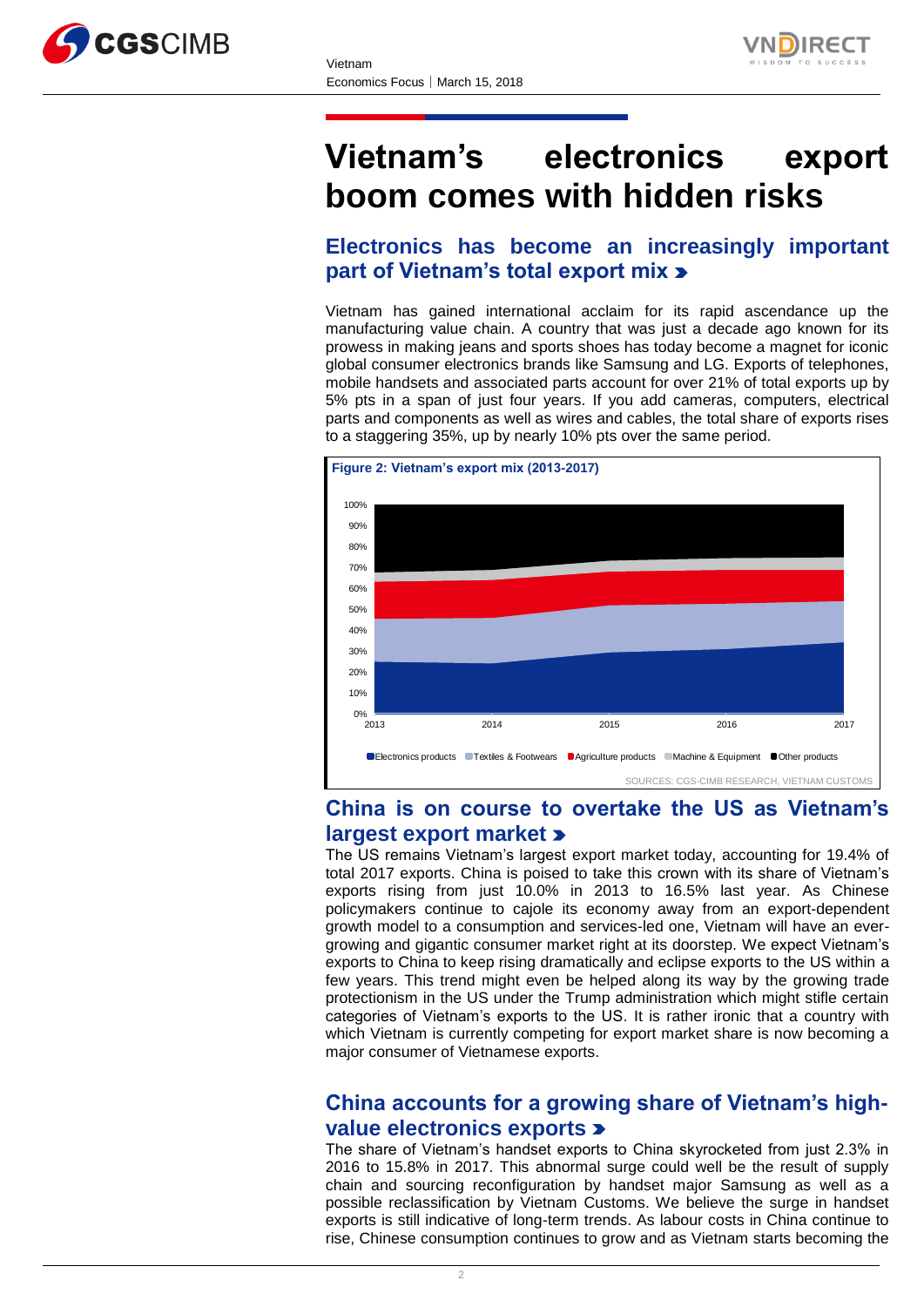# Vietnam's electronics export boom comes with hidden risks

## Electronics has become an increasingly important part of Vietnam's total export mix

Vietnam has gained international acclaim for its rapid ascendance up the manufacturing value chain. A country that was just a decade ago known for its prowess in making jeans and sports shoes has today become a magnet for iconic global consumer electronics brands like Samsung and LG. Exports of telephones, mobile handsets and associated parts account for over 21% of total exports up by 5% pts in a span of just four years. If you add cameras, computers, electrical parts and components as well as wires and cables, the total share of exports rises to a staggering 35%, up by nearly 10% pts over the same period.

**Figure 2: Vietnam's export mix (2013-2017)**

Legend: Electronics products, Textiles & Footwears, Agriculture products, Machine & Equipment, Other products

SOURCES: CGS-CIMB RESEARCH, VIETNAM CUSTOMS

## China is on course to overtake the US as Vietnam's largest export market

The US remains Vietnam's largest export market today, accounting for 19.4% of total 2017 exports. China is poised to take this crown with its share of Vietnam's exports rising from just 10.0% in 2013 to 16.5% last year. As Chinese policymakers continue to cajole its economy away from an export-dependent growth model to a consumption and services-led one, Vietnam will have an ever-growing and gigantic consumer market right at its doorstep. We expect Vietnam's exports to China to keep rising dramatically and eclipse exports to the US within a few years. This trend might even be helped along its way by the growing trade protectionism in the US under the Trump administration which might stifle certain categories of Vietnam's exports to the US. It is rather ironic that a country with which Vietnam is currently competing for export market share is now becoming a major consumer of Vietnamese exports.

## China accounts for a growing share of Vietnam's high-value electronics exports

The share of Vietnam's handset exports to China skyrocketed from just 2.3% in 2016 to 15.8% in 2017. This abnormal surge could well be the result of supply chain and sourcing reconfiguration by handset major Samsung as well as a possible reclassification by Vietnam Customs. We believe the surge in handset exports is still indicative of long-term trends. As labour costs in China continue to rise, Chinese consumption continues to grow and as Vietnam starts becoming the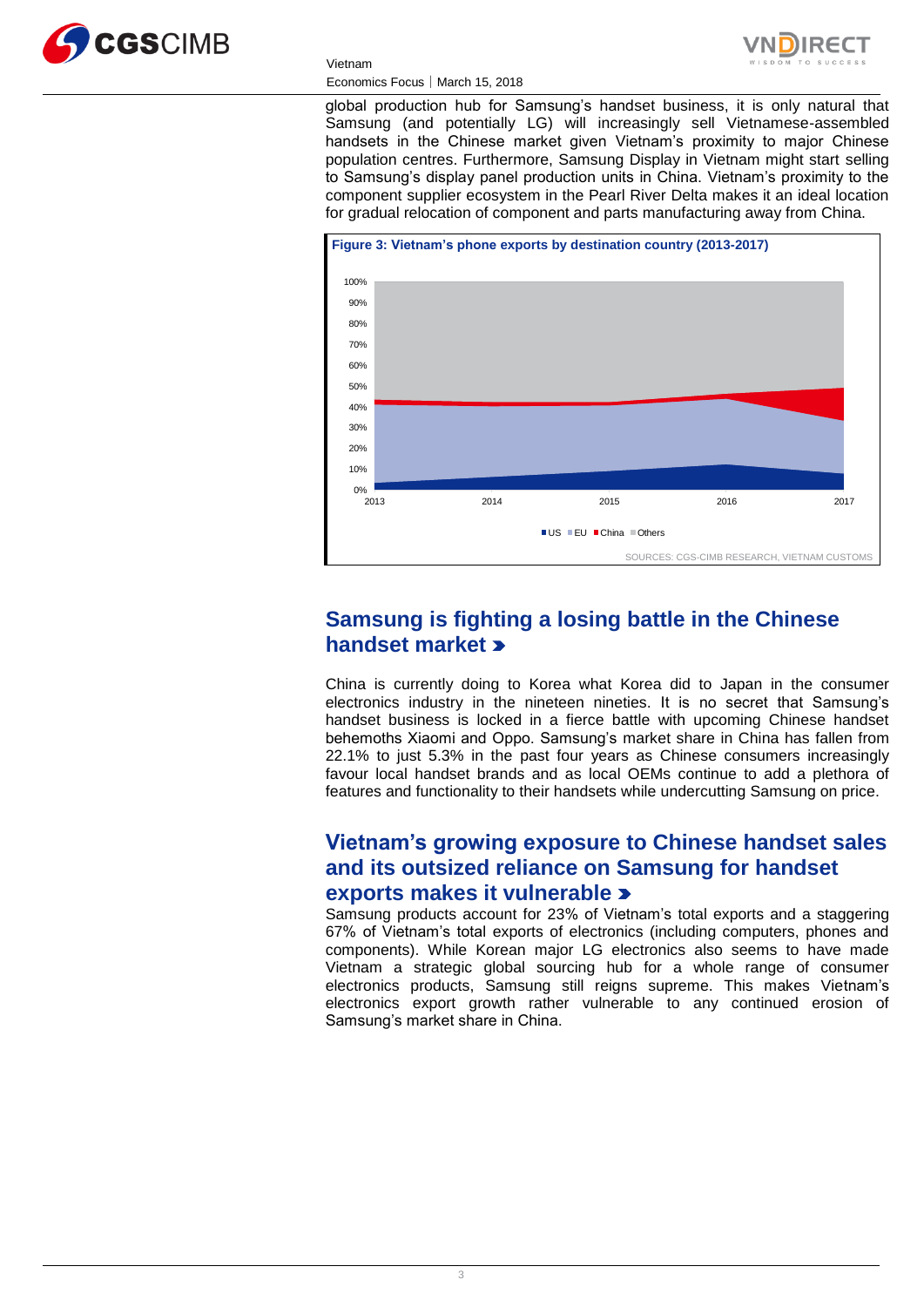global production hub for Samsung's handset business, it is only natural that Samsung (and potentially LG) will increasingly sell Vietnamese-assembled handsets in the Chinese market given Vietnam's proximity to major Chinese population centres. Furthermore, Samsung Display in Vietnam might start selling to Samsung's display panel production units in China. Vietnam's proximity to the component supplier ecosystem in the Pearl River Delta makes it an ideal location for gradual relocation of component and parts manufacturing away from China.

**Figure 3: Vietnam's phone exports by destination country (2013-2017)**

SOURCES: CGS-CIMB RESEARCH, VIETNAM CUSTOMS

## Samsung is fighting a losing battle in the Chinese handset market

China is currently doing to Korea what Korea did to Japan in the consumer electronics industry in the nineteen nineties. It is no secret that Samsung's handset business is locked in a fierce battle with upcoming Chinese handset behemoths Xiaomi and Oppo. Samsung's market share in China has fallen from 22.1% to just 5.3% in the past four years as Chinese consumers increasingly favour local handset brands and as local OEMs continue to add a plethora of features and functionality to their handsets while undercutting Samsung on price.

## Vietnam's growing exposure to Chinese handset sales and its outsized reliance on Samsung for handset exports makes it vulnerable

Samsung products account for 23% of Vietnam's total exports and a staggering 67% of Vietnam's total exports of electronics (including computers, phones and components). While Korean major LG electronics also seems to have made Vietnam a strategic global sourcing hub for a whole range of consumer electronics products, Samsung still reigns supreme. This makes Vietnam's electronics export growth rather vulnerable to any continued erosion of Samsung's market share in China.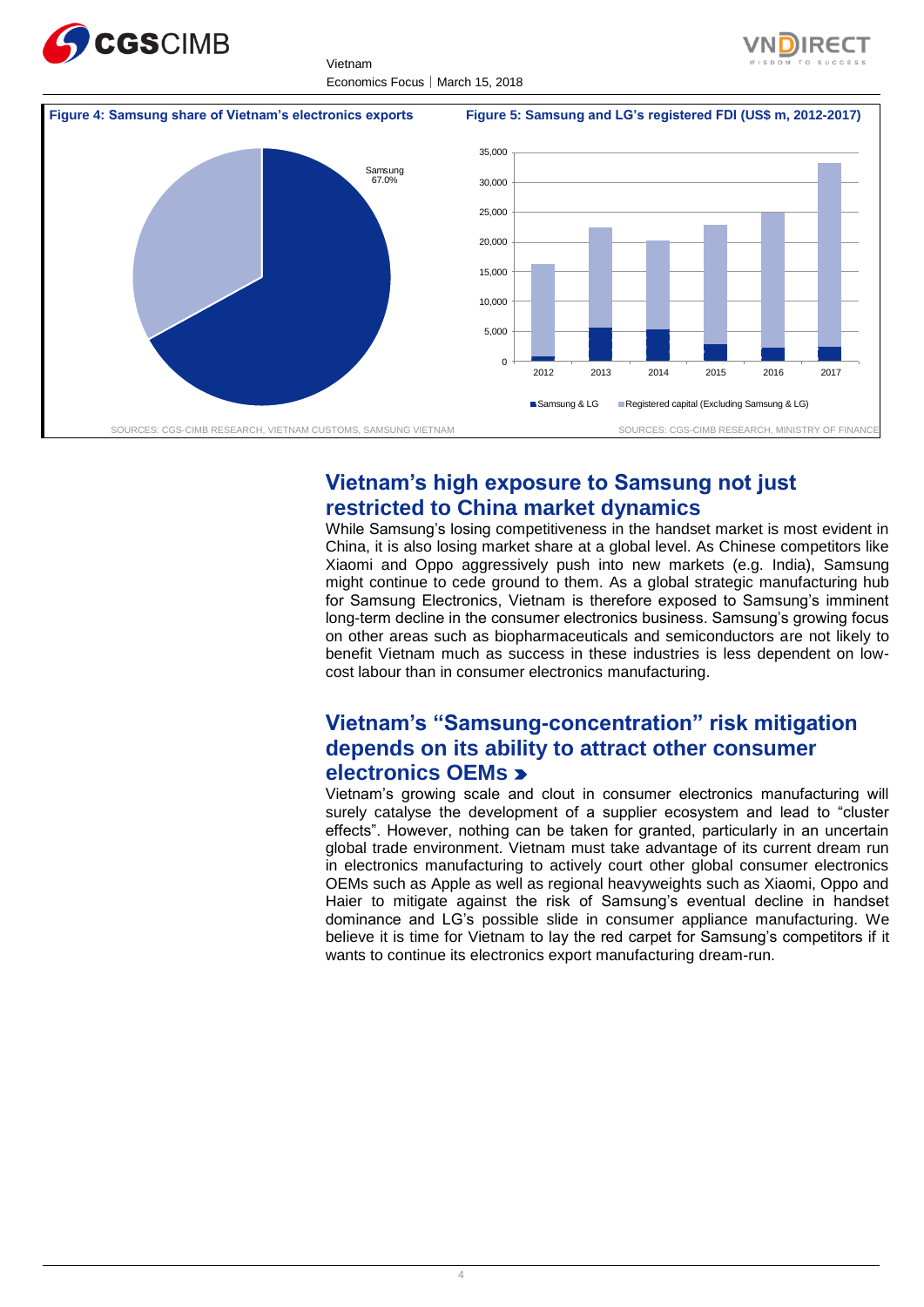**Figure 4: Samsung share of Vietnam's electronics exports**

Samsung 67.0%

SOURCES: CGS-CIMB RESEARCH, VIETNAM CUSTOMS, SAMSUNG VIETNAM

**Figure 5: Samsung and LG's registered FDI (US$ m, 2012-2017)**

■ Samsung & LG ■ Registered capital (Excluding Samsung & LG)

SOURCES: CGS-CIMB RESEARCH, MINISTRY OF FINANCE

## Vietnam's high exposure to Samsung not just restricted to China market dynamics

While Samsung's losing competitiveness in the handset market is most evident in China, it is also losing market share at a global level. As Chinese competitors like Xiaomi and Oppo aggressively push into new markets (e.g. India), Samsung might continue to cede ground to them. As a global strategic manufacturing hub for Samsung Electronics, Vietnam is therefore exposed to Samsung's imminent long-term decline in the consumer electronics business. Samsung's growing focus on other areas such as biopharmaceuticals and semiconductors are not likely to benefit Vietnam much as success in these industries is less dependent on low-cost labour than in consumer electronics manufacturing.

## Vietnam's "Samsung-concentration" risk mitigation depends on its ability to attract other consumer electronics OEMs

Vietnam's growing scale and clout in consumer electronics manufacturing will surely catalyse the development of a supplier ecosystem and lead to "cluster effects". However, nothing can be taken for granted, particularly in an uncertain global trade environment. Vietnam must take advantage of its current dream run in electronics manufacturing to actively court other global consumer electronics OEMs such as Apple as well as regional heavyweights such as Xiaomi, Oppo and Haier to mitigate against the risk of Samsung's eventual decline in handset dominance and LG's possible slide in consumer appliance manufacturing. We believe it is time for Vietnam to lay the red carpet for Samsung's competitors if it wants to continue its electronics export manufacturing dream-run.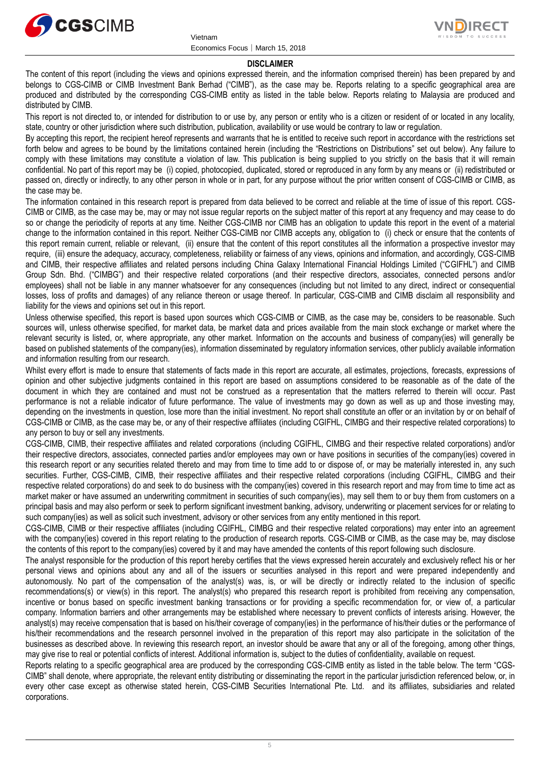**DISCLAIMER**

The content of this report (including the views and opinions expressed therein, and the information comprised therein) has been prepared by and belongs to CGS-CIMB or CIMB Investment Bank Berhad ("CIMB"), as the case may be. Reports relating to a specific geographical area are produced and distributed by the corresponding CGS-CIMB entity as listed in the table below. Reports relating to Malaysia are produced and distributed by CIMB.

This report is not directed to, or intended for distribution to or use by, any person or entity who is a citizen or resident of or located in any locality, state, country or other jurisdiction where such distribution, publication, availability or use would be contrary to law or regulation.

By accepting this report, the recipient hereof represents and warrants that he is entitled to receive such report in accordance with the restrictions set forth below and agrees to be bound by the limitations contained herein (including the "Restrictions on Distributions" set out below). Any failure to comply with these limitations may constitute a violation of law. This publication is being supplied to you strictly on the basis that it will remain confidential. No part of this report may be (i) copied, photocopied, duplicated, stored or reproduced in any form by any means or (ii) redistributed or passed on, directly or indirectly, to any other person in whole or in part, for any purpose without the prior written consent of CGS-CIMB or CIMB, as the case may be.

The information contained in this research report is prepared from data believed to be correct and reliable at the time of issue of this report. CGS-CIMB or CIMB, as the case may be, may or may not issue regular reports on the subject matter of this report at any frequency and may cease to do so or change the periodicity of reports at any time. Neither CGS-CIMB nor CIMB has an obligation to update this report in the event of a material change to the information contained in this report. Neither CGS-CIMB nor CIMB accepts any, obligation to (i) check or ensure that the contents of this report remain current, reliable or relevant, (ii) ensure that the content of this report constitutes all the information a prospective investor may require, (iii) ensure the adequacy, accuracy, completeness, reliability or fairness of any views, opinions and information, and accordingly, CGS-CIMB and CIMB, their respective affiliates and related persons including China Galaxy International Financial Holdings Limited ("CGIFHL") and CIMB Group Sdn. Bhd. ("CIMBG") and their respective related corporations (and their respective directors, associates, connected persons and/or employees) shall not be liable in any manner whatsoever for any consequences (including but not limited to any direct, indirect or consequential losses, loss of profits and damages) of any reliance thereon or usage thereof. In particular, CGS-CIMB and CIMB disclaim all responsibility and liability for the views and opinions set out in this report.

Unless otherwise specified, this report is based upon sources which CGS-CIMB or CIMB, as the case may be, considers to be reasonable. Such sources will, unless otherwise specified, for market data, be market data and prices available from the main stock exchange or market where the relevant security is listed, or, where appropriate, any other market. Information on the accounts and business of company(ies) will generally be based on published statements of the company(ies), information disseminated by regulatory information services, other publicly available information and information resulting from our research.

Whilst every effort is made to ensure that statements of facts made in this report are accurate, all estimates, projections, forecasts, expressions of opinion and other subjective judgments contained in this report are based on assumptions considered to be reasonable as of the date of the document in which they are contained and must not be construed as a representation that the matters referred to therein will occur. Past performance is not a reliable indicator of future performance. The value of investments may go down as well as up and those investing may, depending on the investments in question, lose more than the initial investment. No report shall constitute an offer or an invitation by or on behalf of CGS-CIMB or CIMB, as the case may be, or any of their respective affiliates (including CGIFHL, CIMBG and their respective related corporations) to any person to buy or sell any investments.

CGS-CIMB, CIMB, their respective affiliates and related corporations (including CGIFHL, CIMBG and their respective related corporations) and/or their respective directors, associates, connected parties and/or employees may own or have positions in securities of the company(ies) covered in this research report or any securities related thereto and may from time to time add to or dispose of, or may be materially interested in, any such securities. Further, CGS-CIMB, CIMB, their respective affiliates and their respective related corporations (including CGIFHL, CIMBG and their respective related corporations) do and seek to do business with the company(ies) covered in this research report and may from time to time act as market maker or have assumed an underwriting commitment in securities of such company(ies), may sell them to or buy them from customers on a principal basis and may also perform or seek to perform significant investment banking, advisory, underwriting or placement services for or relating to such company(ies) as well as solicit such investment, advisory or other services from any entity mentioned in this report.

CGS-CIMB, CIMB or their respective affiliates (including CGIFHL, CIMBG and their respective related corporations) may enter into an agreement with the company(ies) covered in this report relating to the production of research reports. CGS-CIMB or CIMB, as the case may be, may disclose the contents of this report to the company(ies) covered by it and may have amended the contents of this report following such disclosure.

The analyst responsible for the production of this report hereby certifies that the views expressed herein accurately and exclusively reflect his or her personal views and opinions about any and all of the issuers or securities analysed in this report and were prepared independently and autonomously. No part of the compensation of the analyst(s) was, is, or will be directly or indirectly related to the inclusion of specific recommendations(s) or view(s) in this report. The analyst(s) who prepared this research report is prohibited from receiving any compensation, incentive or bonus based on specific investment banking transactions or for providing a specific recommendation for, or view of, a particular company. Information barriers and other arrangements may be established where necessary to prevent conflicts of interests arising. However, the analyst(s) may receive compensation that is based on his/their coverage of company(ies) in the performance of his/their duties or the performance of his/their recommendations and the research personnel involved in the preparation of this report may also participate in the solicitation of the businesses as described above. In reviewing this research report, an investor should be aware that any or all of the foregoing, among other things, may give rise to real or potential conflicts of interest. Additional information is, subject to the duties of confidentiality, available on request.

Reports relating to a specific geographical area are produced by the corresponding CGS-CIMB entity as listed in the table below. The term "CGS-CIMB" shall denote, where appropriate, the relevant entity distributing or disseminating the report in the particular jurisdiction referenced below, or, in every other case except as otherwise stated herein, CGS-CIMB Securities International Pte. Ltd. and its affiliates, subsidiaries and related corporations.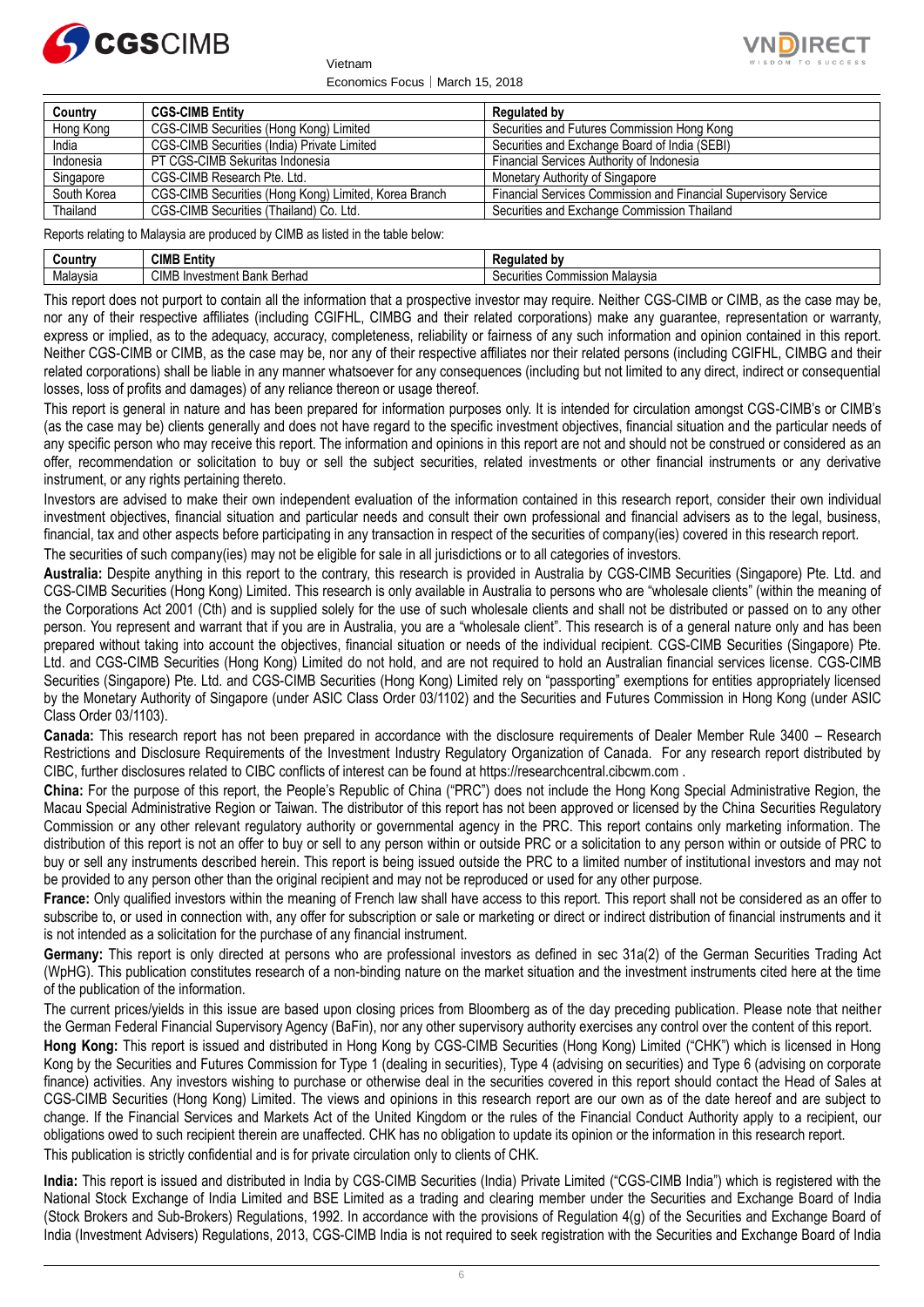| Country | CGS-CIMB Entity | Regulated by |
| --- | --- | --- |
| Hong Kong | CGS-CIMB Securities (Hong Kong) Limited | Securities and Futures Commission Hong Kong |
| India | CGS-CIMB Securities (India) Private Limited | Securities and Exchange Board of India (SEBI) |
| Indonesia | PT CGS-CIMB Sekuritas Indonesia | Financial Services Authority of Indonesia |
| Singapore | CGS-CIMB Research Pte. Ltd. | Monetary Authority of Singapore |
| South Korea | CGS-CIMB Securities (Hong Kong) Limited, Korea Branch | Financial Services Commission and Financial Supervisory Service |
| Thailand | CGS-CIMB Securities (Thailand) Co. Ltd. | Securities and Exchange Commission Thailand |

Reports relating to Malaysia are produced by CIMB as listed in the table below:

| Country | CIMB Entity | Regulated by |
| --- | --- | --- |
| Malaysia | CIMB Investment Bank Berhad | Securities Commission Malaysia |

This report does not purport to contain all the information that a prospective investor may require. Neither CGS-CIMB or CIMB, as the case may be, nor any of their respective affiliates (including CGIFHL, CIMBG and their related corporations) make any guarantee, representation or warranty, express or implied, as to the adequacy, accuracy, completeness, reliability or fairness of any such information and opinion contained in this report. Neither CGS-CIMB or CIMB, as the case may be, nor any of their respective affiliates nor their related persons (including CGIFHL, CIMBG and their related corporations) shall be liable in any manner whatsoever for any consequences (including but not limited to any direct, indirect or consequential losses, loss of profits and damages) of any reliance thereon or usage thereof.

This report is general in nature and has been prepared for information purposes only. It is intended for circulation amongst CGS-CIMB's or CIMB's (as the case may be) clients generally and does not have regard to the specific investment objectives, financial situation and the particular needs of any specific person who may receive this report. The information and opinions in this report are not and should not be construed or considered as an offer, recommendation or solicitation to buy or sell the subject securities, related investments or other financial instruments or any derivative instrument, or any rights pertaining thereto.

Investors are advised to make their own independent evaluation of the information contained in this research report, consider their own individual investment objectives, financial situation and particular needs and consult their own professional and financial advisers as to the legal, business, financial, tax and other aspects before participating in any transaction in respect of the securities of company(ies) covered in this research report.

The securities of such company(ies) may not be eligible for sale in all jurisdictions or to all categories of investors.

**Australia:** Despite anything in this report to the contrary, this research is provided in Australia by CGS-CIMB Securities (Singapore) Pte. Ltd. and CGS-CIMB Securities (Hong Kong) Limited. This research is only available in Australia to persons who are "wholesale clients" (within the meaning of the Corporations Act 2001 (Cth) and is supplied solely for the use of such wholesale clients and shall not be distributed or passed on to any other person. You represent and warrant that if you are in Australia, you are a "wholesale client". This research is of a general nature only and has been prepared without taking into account the objectives, financial situation or needs of the individual recipient. CGS-CIMB Securities (Singapore) Pte. Ltd. and CGS-CIMB Securities (Hong Kong) Limited do not hold, and are not required to hold an Australian financial services license. CGS-CIMB Securities (Singapore) Pte. Ltd. and CGS-CIMB Securities (Hong Kong) Limited rely on "passporting" exemptions for entities appropriately licensed by the Monetary Authority of Singapore (under ASIC Class Order 03/1102) and the Securities and Futures Commission in Hong Kong (under ASIC Class Order 03/1103).

**Canada:** This research report has not been prepared in accordance with the disclosure requirements of Dealer Member Rule 3400 – Research Restrictions and Disclosure Requirements of the Investment Industry Regulatory Organization of Canada. For any research report distributed by CIBC, further disclosures related to CIBC conflicts of interest can be found at https://researchcentral.cibcwm.com .

**China:** For the purpose of this report, the People's Republic of China ("PRC") does not include the Hong Kong Special Administrative Region, the Macau Special Administrative Region or Taiwan. The distributor of this report has not been approved or licensed by the China Securities Regulatory Commission or any other relevant regulatory authority or governmental agency in the PRC. This report contains only marketing information. The distribution of this report is not an offer to buy or sell to any person within or outside PRC or a solicitation to any person within or outside of PRC to buy or sell any instruments described herein. This report is being issued outside the PRC to a limited number of institutional investors and may not be provided to any person other than the original recipient and may not be reproduced or used for any other purpose.

**France:** Only qualified investors within the meaning of French law shall have access to this report. This report shall not be considered as an offer to subscribe to, or used in connection with, any offer for subscription or sale or marketing or direct or indirect distribution of financial instruments and it is not intended as a solicitation for the purchase of any financial instrument.

**Germany:** This report is only directed at persons who are professional investors as defined in sec 31a(2) of the German Securities Trading Act (WpHG). This publication constitutes research of a non-binding nature on the market situation and the investment instruments cited here at the time of the publication of the information.

The current prices/yields in this issue are based upon closing prices from Bloomberg as of the day preceding publication. Please note that neither the German Federal Financial Supervisory Agency (BaFin), nor any other supervisory authority exercises any control over the content of this report.

**Hong Kong:** This report is issued and distributed in Hong Kong by CGS-CIMB Securities (Hong Kong) Limited ("CHK") which is licensed in Hong Kong by the Securities and Futures Commission for Type 1 (dealing in securities), Type 4 (advising on securities) and Type 6 (advising on corporate finance) activities. Any investors wishing to purchase or otherwise deal in the securities covered in this report should contact the Head of Sales at CGS-CIMB Securities (Hong Kong) Limited. The views and opinions in this research report are our own as of the date hereof and are subject to change. If the Financial Services and Markets Act of the United Kingdom or the rules of the Financial Conduct Authority apply to a recipient, our obligations owed to such recipient therein are unaffected. CHK has no obligation to update its opinion or the information in this research report.

This publication is strictly confidential and is for private circulation only to clients of CHK.

**India:** This report is issued and distributed in India by CGS-CIMB Securities (India) Private Limited ("CGS-CIMB India") which is registered with the National Stock Exchange of India Limited and BSE Limited as a trading and clearing member under the Securities and Exchange Board of India (Stock Brokers and Sub-Brokers) Regulations, 1992. In accordance with the provisions of Regulation 4(g) of the Securities and Exchange Board of India (Investment Advisers) Regulations, 2013, CGS-CIMB India is not required to seek registration with the Securities and Exchange Board of India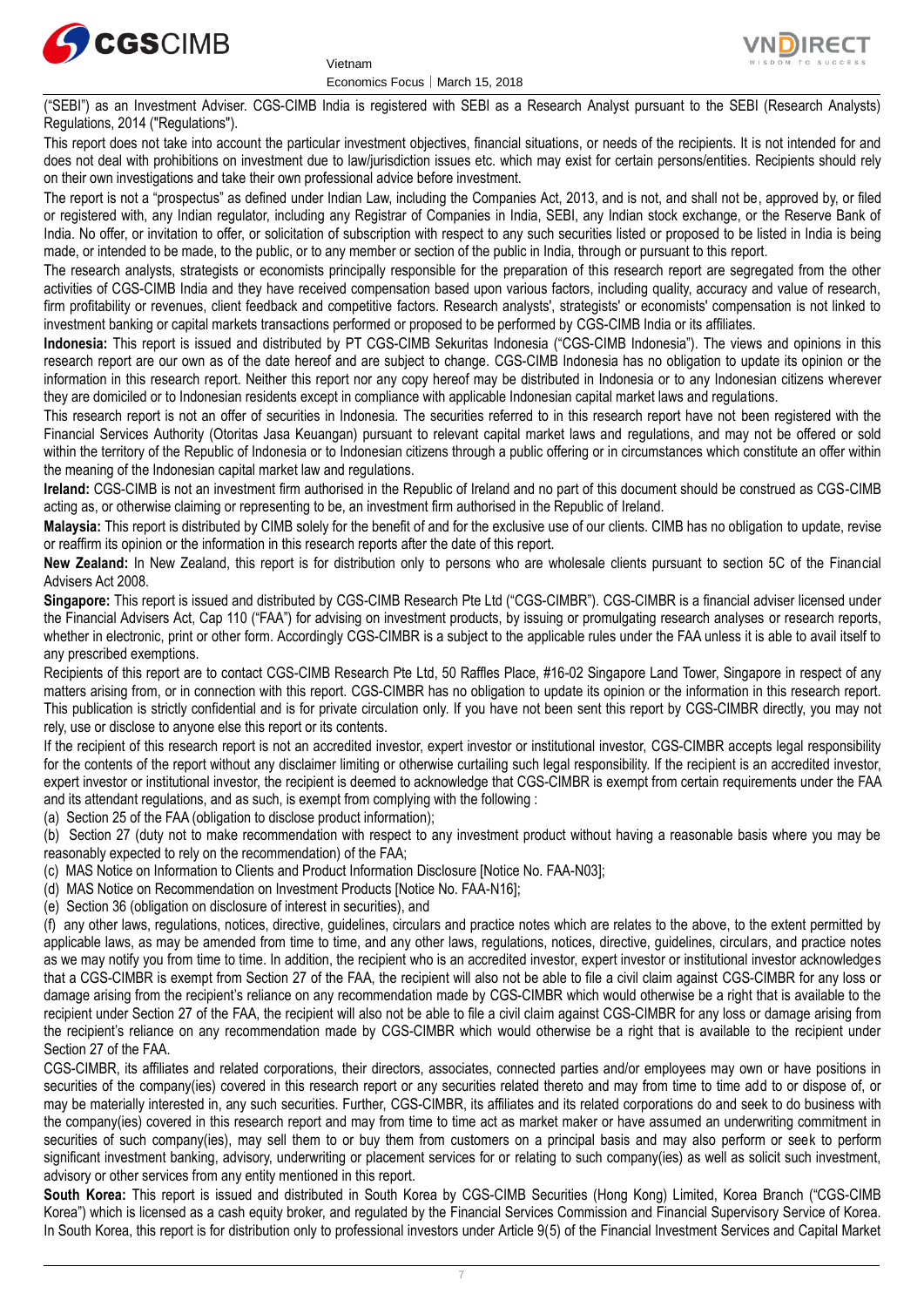("SEBI") as an Investment Adviser. CGS-CIMB India is registered with SEBI as a Research Analyst pursuant to the SEBI (Research Analysts) Regulations, 2014 ("Regulations").

This report does not take into account the particular investment objectives, financial situations, or needs of the recipients. It is not intended for and does not deal with prohibitions on investment due to law/jurisdiction issues etc. which may exist for certain persons/entities. Recipients should rely on their own investigations and take their own professional advice before investment.

The report is not a "prospectus" as defined under Indian Law, including the Companies Act, 2013, and is not, and shall not be, approved by, or filed or registered with, any Indian regulator, including any Registrar of Companies in India, SEBI, any Indian stock exchange, or the Reserve Bank of India. No offer, or invitation to offer, or solicitation of subscription with respect to any such securities listed or proposed to be listed in India is being made, or intended to be made, to the public, or to any member or section of the public in India, through or pursuant to this report.

The research analysts, strategists or economists principally responsible for the preparation of this research report are segregated from the other activities of CGS-CIMB India and they have received compensation based upon various factors, including quality, accuracy and value of research, firm profitability or revenues, client feedback and competitive factors. Research analysts', strategists' or economists' compensation is not linked to investment banking or capital markets transactions performed or proposed to be performed by CGS-CIMB India or its affiliates.

**Indonesia:** This report is issued and distributed by PT CGS-CIMB Sekuritas Indonesia ("CGS-CIMB Indonesia"). The views and opinions in this research report are our own as of the date hereof and are subject to change. CGS-CIMB Indonesia has no obligation to update its opinion or the information in this research report. Neither this report nor any copy hereof may be distributed in Indonesia or to any Indonesian citizens wherever they are domiciled or to Indonesian residents except in compliance with applicable Indonesian capital market laws and regulations.

This research report is not an offer of securities in Indonesia. The securities referred to in this research report have not been registered with the Financial Services Authority (Otoritas Jasa Keuangan) pursuant to relevant capital market laws and regulations, and may not be offered or sold within the territory of the Republic of Indonesia or to Indonesian citizens through a public offering or in circumstances which constitute an offer within the meaning of the Indonesian capital market law and regulations.

**Ireland:** CGS-CIMB is not an investment firm authorised in the Republic of Ireland and no part of this document should be construed as CGS-CIMB acting as, or otherwise claiming or representing to be, an investment firm authorised in the Republic of Ireland.

**Malaysia:** This report is distributed by CIMB solely for the benefit of and for the exclusive use of our clients. CIMB has no obligation to update, revise or reaffirm its opinion or the information in this research reports after the date of this report.

**New Zealand:** In New Zealand, this report is for distribution only to persons who are wholesale clients pursuant to section 5C of the Financial Advisers Act 2008.

**Singapore:** This report is issued and distributed by CGS-CIMB Research Pte Ltd ("CGS-CIMBR"). CGS-CIMBR is a financial adviser licensed under the Financial Advisers Act, Cap 110 ("FAA") for advising on investment products, by issuing or promulgating research analyses or research reports, whether in electronic, print or other form. Accordingly CGS-CIMBR is a subject to the applicable rules under the FAA unless it is able to avail itself to any prescribed exemptions.

Recipients of this report are to contact CGS-CIMB Research Pte Ltd, 50 Raffles Place, #16-02 Singapore Land Tower, Singapore in respect of any matters arising from, or in connection with this report. CGS-CIMBR has no obligation to update its opinion or the information in this research report. This publication is strictly confidential and is for private circulation only. If you have not been sent this report by CGS-CIMBR directly, you may not rely, use or disclose to anyone else this report or its contents.

If the recipient of this research report is not an accredited investor, expert investor or institutional investor, CGS-CIMBR accepts legal responsibility for the contents of the report without any disclaimer limiting or otherwise curtailing such legal responsibility. If the recipient is an accredited investor, expert investor or institutional investor, the recipient is deemed to acknowledge that CGS-CIMBR is exempt from certain requirements under the FAA and its attendant regulations, and as such, is exempt from complying with the following :

(a) Section 25 of the FAA (obligation to disclose product information);

(b) Section 27 (duty not to make recommendation with respect to any investment product without having a reasonable basis where you may be reasonably expected to rely on the recommendation) of the FAA;

(c) MAS Notice on Information to Clients and Product Information Disclosure [Notice No. FAA-N03];

(d) MAS Notice on Recommendation on Investment Products [Notice No. FAA-N16];

(e) Section 36 (obligation on disclosure of interest in securities), and

(f) any other laws, regulations, notices, directive, guidelines, circulars and practice notes which are relates to the above, to the extent permitted by applicable laws, as may be amended from time to time, and any other laws, regulations, notices, directive, guidelines, circulars, and practice notes as we may notify you from time to time. In addition, the recipient who is an accredited investor, expert investor or institutional investor acknowledges that a CGS-CIMBR is exempt from Section 27 of the FAA, the recipient will also not be able to file a civil claim against CGS-CIMBR for any loss or damage arising from the recipient's reliance on any recommendation made by CGS-CIMBR which would otherwise be a right that is available to the recipient under Section 27 of the FAA, the recipient will also not be able to file a civil claim against CGS-CIMBR for any loss or damage arising from the recipient's reliance on any recommendation made by CGS-CIMBR which would otherwise be a right that is available to the recipient under Section 27 of the FAA.

CGS-CIMBR, its affiliates and related corporations, their directors, associates, connected parties and/or employees may own or have positions in securities of the company(ies) covered in this research report or any securities related thereto and may from time to time add to or dispose of, or may be materially interested in, any such securities. Further, CGS-CIMBR, its affiliates and its related corporations do and seek to do business with the company(ies) covered in this research report and may from time to time act as market maker or have assumed an underwriting commitment in securities of such company(ies), may sell them to or buy them from customers on a principal basis and may also perform or seek to perform significant investment banking, advisory, underwriting or placement services for or relating to such company(ies) as well as solicit such investment, advisory or other services from any entity mentioned in this report.

**South Korea:** This report is issued and distributed in South Korea by CGS-CIMB Securities (Hong Kong) Limited, Korea Branch ("CGS-CIMB Korea") which is licensed as a cash equity broker, and regulated by the Financial Services Commission and Financial Supervisory Service of Korea. In South Korea, this report is for distribution only to professional investors under Article 9(5) of the Financial Investment Services and Capital Market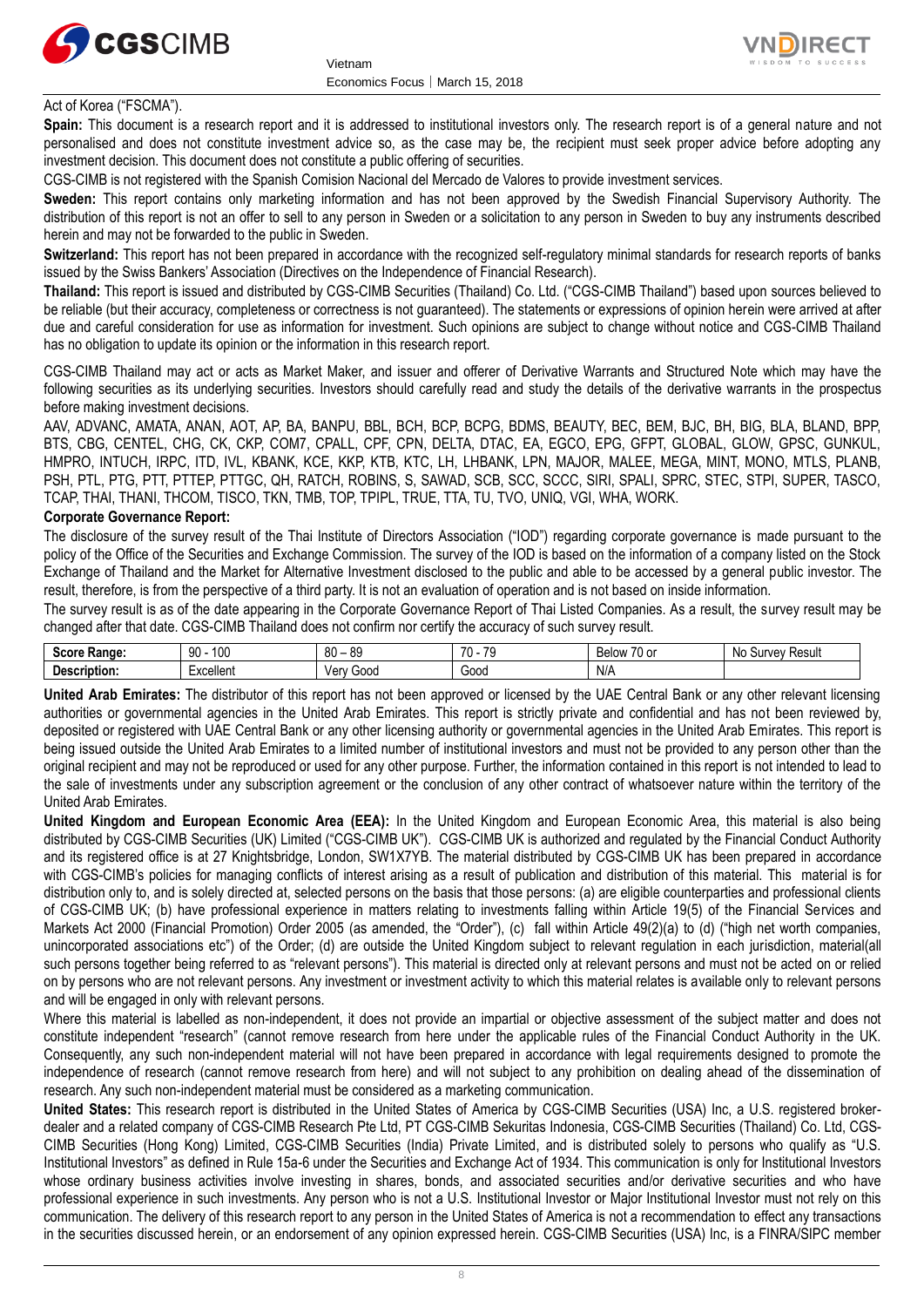Act of Korea ("FSCMA").

**Spain:** This document is a research report and it is addressed to institutional investors only. The research report is of a general nature and not personalised and does not constitute investment advice so, as the case may be, the recipient must seek proper advice before adopting any investment decision. This document does not constitute a public offering of securities.

CGS-CIMB is not registered with the Spanish Comision Nacional del Mercado de Valores to provide investment services.

**Sweden:** This report contains only marketing information and has not been approved by the Swedish Financial Supervisory Authority. The distribution of this report is not an offer to sell to any person in Sweden or a solicitation to any person in Sweden to buy any instruments described herein and may not be forwarded to the public in Sweden.

**Switzerland:** This report has not been prepared in accordance with the recognized self-regulatory minimal standards for research reports of banks issued by the Swiss Bankers' Association (Directives on the Independence of Financial Research).

**Thailand:** This report is issued and distributed by CGS-CIMB Securities (Thailand) Co. Ltd. ("CGS-CIMB Thailand") based upon sources believed to be reliable (but their accuracy, completeness or correctness is not guaranteed). The statements or expressions of opinion herein were arrived at after due and careful consideration for use as information for investment. Such opinions are subject to change without notice and CGS-CIMB Thailand has no obligation to update its opinion or the information in this research report.

CGS-CIMB Thailand may act or acts as Market Maker, and issuer and offerer of Derivative Warrants and Structured Note which may have the following securities as its underlying securities. Investors should carefully read and study the details of the derivative warrants in the prospectus before making investment decisions.

AAV, ADVANC, AMATA, ANAN, AOT, AP, BA, BANPU, BBL, BCH, BCP, BCPG, BDMS, BEAUTY, BEC, BEM, BJC, BH, BIG, BLA, BLAND, BPP, BTS, CBG, CENTEL, CHG, CK, CKP, COM7, CPALL, CPF, CPN, DELTA, DTAC, EA, EGCO, EPG, GFPT, GLOBAL, GLOW, GPSC, GUNKUL, HMPRO, INTUCH, IRPC, ITD, IVL, KBANK, KCE, KKP, KTB, KTC, LH, LHBANK, LPN, MAJOR, MALEE, MEGA, MINT, MONO, MTLS, PLANB, PSH, PTL, PTG, PTT, PTTEP, PTTGC, QH, RATCH, ROBINS, S, SAWAD, SCB, SCC, SCCC, SIRI, SPALI, SPRC, STEC, STPI, SUPER, TASCO, TCAP, THAI, THANI, THCOM, TISCO, TKN, TMB, TOP, TPIPL, TRUE, TTA, TU, TVO, UNIQ, VGI, WHA, WORK.

**Corporate Governance Report:**

The disclosure of the survey result of the Thai Institute of Directors Association ("IOD") regarding corporate governance is made pursuant to the policy of the Office of the Securities and Exchange Commission. The survey of the IOD is based on the information of a company listed on the Stock Exchange of Thailand and the Market for Alternative Investment disclosed to the public and able to be accessed by a general public investor. The result, therefore, is from the perspective of a third party. It is not an evaluation of operation and is not based on inside information.

The survey result is as of the date appearing in the Corporate Governance Report of Thai Listed Companies. As a result, the survey result may be changed after that date. CGS-CIMB Thailand does not confirm nor certify the accuracy of such survey result.

| **Score Range:** | 90 - 100 | 80 – 89 | 70 - 79 | Below 70 or | No Survey Result |
|---|---|---|---|---|---|
| **Description:** | Excellent | Very Good | Good | N/A | |

**United Arab Emirates:** The distributor of this report has not been approved or licensed by the UAE Central Bank or any other relevant licensing authorities or governmental agencies in the United Arab Emirates. This report is strictly private and confidential and has not been reviewed by, deposited or registered with UAE Central Bank or any other licensing authority or governmental agencies in the United Arab Emirates. This report is being issued outside the United Arab Emirates to a limited number of institutional investors and must not be provided to any person other than the original recipient and may not be reproduced or used for any other purpose. Further, the information contained in this report is not intended to lead to the sale of investments under any subscription agreement or the conclusion of any other contract of whatsoever nature within the territory of the United Arab Emirates.

**United Kingdom and European Economic Area (EEA):** In the United Kingdom and European Economic Area, this material is also being distributed by CGS-CIMB Securities (UK) Limited ("CGS-CIMB UK"). CGS-CIMB UK is authorized and regulated by the Financial Conduct Authority and its registered office is at 27 Knightsbridge, London, SW1X7YB. The material distributed by CGS-CIMB UK has been prepared in accordance with CGS-CIMB's policies for managing conflicts of interest arising as a result of publication and distribution of this material. This material is for distribution only to, and is solely directed at, selected persons on the basis that those persons: (a) are eligible counterparties and professional clients of CGS-CIMB UK; (b) have professional experience in matters relating to investments falling within Article 19(5) of the Financial Services and Markets Act 2000 (Financial Promotion) Order 2005 (as amended, the "Order"), (c) fall within Article 49(2)(a) to (d) ("high net worth companies, unincorporated associations etc") of the Order; (d) are outside the United Kingdom subject to relevant regulation in each jurisdiction, material(all such persons together being referred to as "relevant persons"). This material is directed only at relevant persons and must not be acted on or relied on by persons who are not relevant persons. Any investment or investment activity to which this material relates is available only to relevant persons and will be engaged in only with relevant persons.

Where this material is labelled as non-independent, it does not provide an impartial or objective assessment of the subject matter and does not constitute independent "research" (cannot remove research from here under the applicable rules of the Financial Conduct Authority in the UK. Consequently, any such non-independent material will not have been prepared in accordance with legal requirements designed to promote the independence of research (cannot remove research from here) and will not subject to any prohibition on dealing ahead of the dissemination of research. Any such non-independent material must be considered as a marketing communication.

**United States:** This research report is distributed in the United States of America by CGS-CIMB Securities (USA) Inc, a U.S. registered broker-dealer and a related company of CGS-CIMB Research Pte Ltd, PT CGS-CIMB Sekuritas Indonesia, CGS-CIMB Securities (Thailand) Co. Ltd, CGS-CIMB Securities (Hong Kong) Limited, CGS-CIMB Securities (India) Private Limited, and is distributed solely to persons who qualify as "U.S. Institutional Investors" as defined in Rule 15a-6 under the Securities and Exchange Act of 1934. This communication is only for Institutional Investors whose ordinary business activities involve investing in shares, bonds, and associated securities and/or derivative securities and who have professional experience in such investments. Any person who is not a U.S. Institutional Investor or Major Institutional Investor must not rely on this communication. The delivery of this research report to any person in the United States of America is not a recommendation to effect any transactions in the securities discussed herein, or an endorsement of any opinion expressed herein. CGS-CIMB Securities (USA) Inc, is a FINRA/SIPC member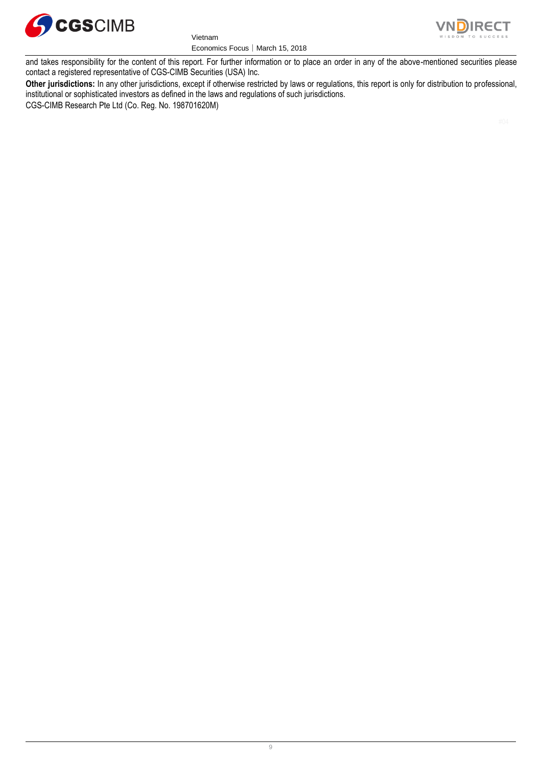and takes responsibility for the content of this report. For further information or to place an order in any of the above-mentioned securities please contact a registered representative of CGS-CIMB Securities (USA) Inc.

**Other jurisdictions:** In any other jurisdictions, except if otherwise restricted by laws or regulations, this report is only for distribution to professional, institutional or sophisticated investors as defined in the laws and regulations of such jurisdictions.

CGS-CIMB Research Pte Ltd (Co. Reg. No. 198701620M)